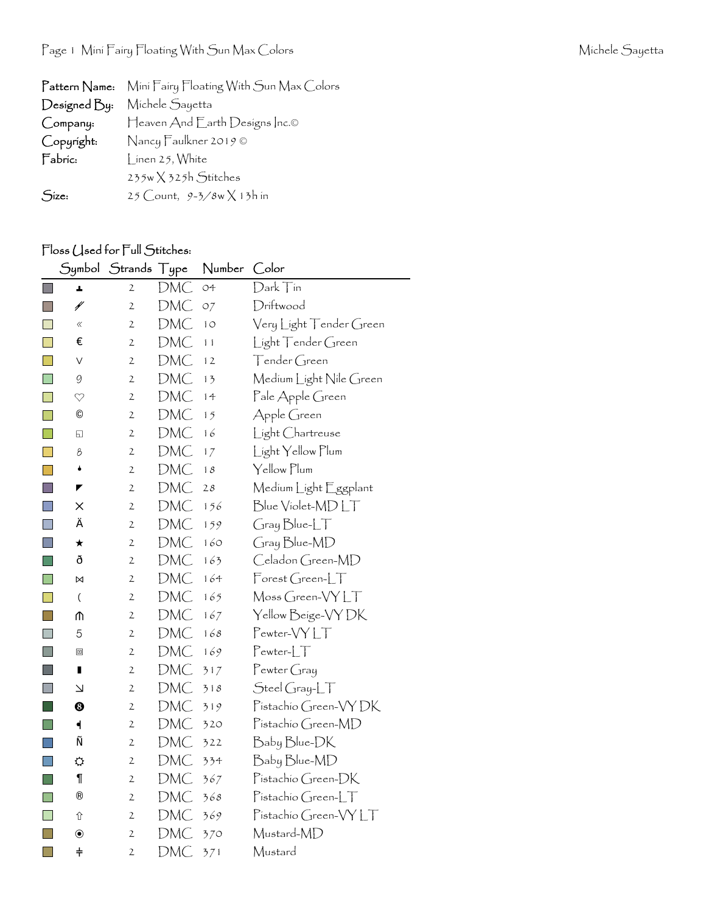| | |
|---|---|
| **Pattern Name:** | Mini Fairy Floating With Sun Max Colors |
| **Designed By:** | Michele Sayetta |
| **Company:** | Heaven And Earth Designs Inc.© |
| **Copyright:** | Nancy Faulkner 2019 © |
| **Fabric:** | Linen 25, White |
| | 235w X 325h Stitches |
| **Size:** | 25 Count, 9-3/8w X 13h in |

Floss Used for Full Stitches:

| Symbol | Strands | Type | Number | Color |
|---|---|---|---|---|
| ┻ | 2 | DMC | 04 | Dark Tin |
| ⫽ | 2 | DMC | 07 | Driftwood |
| « | 2 | DMC | 10 | Very Light Tender Green |
| € | 2 | DMC | 11 | Light Tender Green |
| ∨ | 2 | DMC | 12 | Tender Green |
| 9 | 2 | DMC | 13 | Medium Light Nile Green |
| ♡ | 2 | DMC | 14 | Pale Apple Green |
| © | 2 | DMC | 15 | Apple Green |
| ◱ | 2 | DMC | 16 | Light Chartreuse |
| 8 | 2 | DMC | 17 | Light Yellow Plum |
| • | 2 | DMC | 18 | Yellow Plum |
| ◤ | 2 | DMC | 28 | Medium Light Eggplant |
| × | 2 | DMC | 156 | Blue Violet-MD LT |
| Ä | 2 | DMC | 159 | Gray Blue-LT |
| ★ | 2 | DMC | 160 | Gray Blue-MD |
| ð | 2 | DMC | 163 | Celadon Green-MD |
| ⋈ | 2 | DMC | 164 | Forest Green-LT |
| ( | 2 | DMC | 165 | Moss Green-VY LT |
| ⋔ | 2 | DMC | 167 | Yellow Beige-VY DK |
| 5 | 2 | DMC | 168 | Pewter-VY LT |
| ◙ | 2 | DMC | 169 | Pewter-LT |
| ▮ | 2 | DMC | 317 | Pewter Gray |
| ↘ | 2 | DMC | 318 | Steel Gray-LT |
| ❽ | 2 | DMC | 319 | Pistachio Green-VY DK |
| ◂ | 2 | DMC | 320 | Pistachio Green-MD |
| Ñ | 2 | DMC | 322 | Baby Blue-DK |
| ☼ | 2 | DMC | 334 | Baby Blue-MD |
| ¶ | 2 | DMC | 367 | Pistachio Green-DK |
| ® | 2 | DMC | 368 | Pistachio Green-LT |
| ⇧ | 2 | DMC | 369 | Pistachio Green-VY LT |
| ◉ | 2 | DMC | 370 | Mustard-MD |
| ⫩ | 2 | DMC | 371 | Mustard |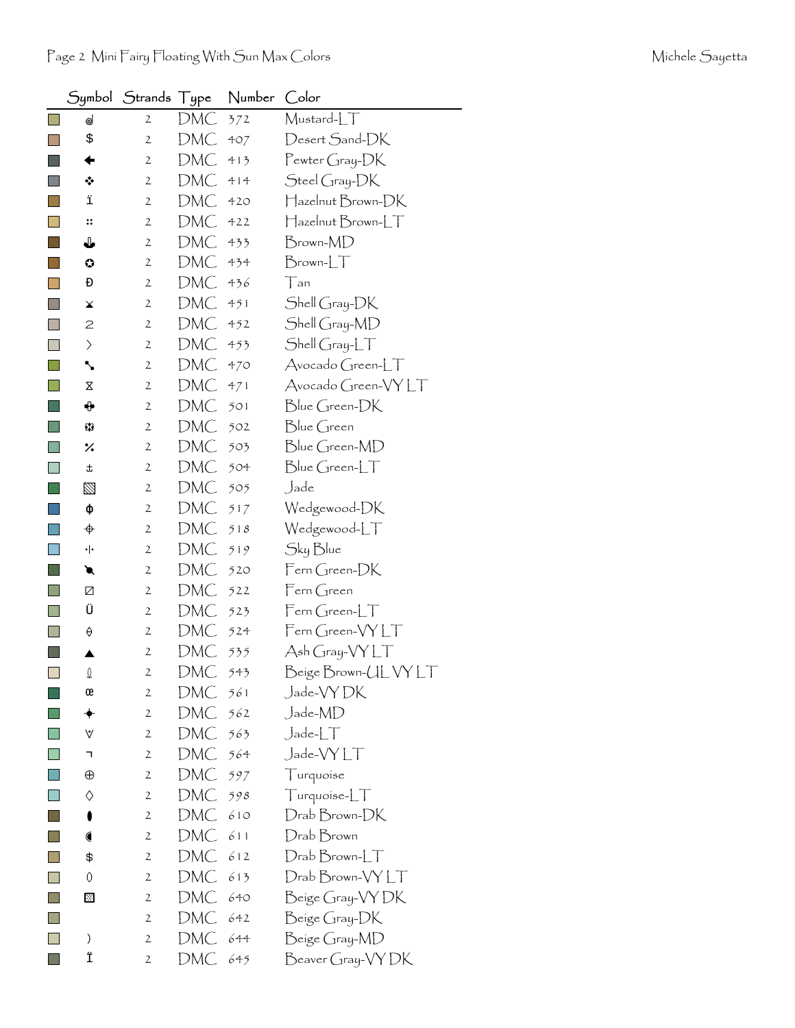| Symbol | Strands | Type | Number | Color |
|---|---|---|---|---|
| ௰ | 2 | DMC | 372 | Mustard-LT |
| $ | 2 | DMC | 407 | Desert Sand-DK |
| 🡄 | 2 | DMC | 413 | Pewter Gray-DK |
| ❖ | 2 | DMC | 414 | Steel Gray-DK |
| ï | 2 | DMC | 420 | Hazelnut Brown-DK |
| ∷ | 2 | DMC | 422 | Hazelnut Brown-LT |
| ⚓ | 2 | DMC | 433 | Brown-MD |
| ✪ | 2 | DMC | 434 | Brown-LT |
| Đ | 2 | DMC | 436 | Tan |
| ⨯ | 2 | DMC | 451 | Shell Gray-DK |
| ≥ | 2 | DMC | 452 | Shell Gray-MD |
| 〉 | 2 | DMC | 453 | Shell Gray-LT |
| ↘ | 2 | DMC | 470 | Avocado Green-LT |
| ⧖ | 2 | DMC | 471 | Avocado Green-VY LT |
| ✙ | 2 | DMC | 501 | Blue Green-DK |
| ✲ | 2 | DMC | 502 | Blue Green |
| ⁒ | 2 | DMC | 503 | Blue Green-MD |
| ⚓ | 2 | DMC | 504 | Blue Green-LT |
| ▧ | 2 | DMC | 505 | Jade |
| ɸ | 2 | DMC | 517 | Wedgewood-DK |
| ⌖ | 2 | DMC | 518 | Wedgewood-LT |
| ⁖ | 2 | DMC | 519 | Sky Blue |
| ✎ | 2 | DMC | 520 | Fern Green-DK |
| ⧄ | 2 | DMC | 522 | Fern Green |
| Ü | 2 | DMC | 523 | Fern Green-LT |
| ⍬ | 2 | DMC | 524 | Fern Green-VY LT |
| ▲ | 2 | DMC | 535 | Ash Gray-VY LT |
| ℓ | 2 | DMC | 543 | Beige Brown-UL VY LT |
| œ | 2 | DMC | 561 | Jade-VY DK |
| ✦ | 2 | DMC | 562 | Jade-MD |
| ∀ | 2 | DMC | 563 | Jade-LT |
| ⌐ | 2 | DMC | 564 | Jade-VY LT |
| ⊕ | 2 | DMC | 597 | Turquoise |
| ◊ | 2 | DMC | 598 | Turquoise-LT |
| ⬮ | 2 | DMC | 610 | Drab Brown-DK |
| ◖ | 2 | DMC | 611 | Drab Brown |
| $ | 2 | DMC | 612 | Drab Brown-LT |
| 0 | 2 | DMC | 613 | Drab Brown-VY LT |
| ▩ | 2 | DMC | 640 | Beige Gray-VY DK |
| | 2 | DMC | 642 | Beige Gray-DK |
| ) | 2 | DMC | 644 | Beige Gray-MD |
| Ï | 2 | DMC | 645 | Beaver Gray-VY DK |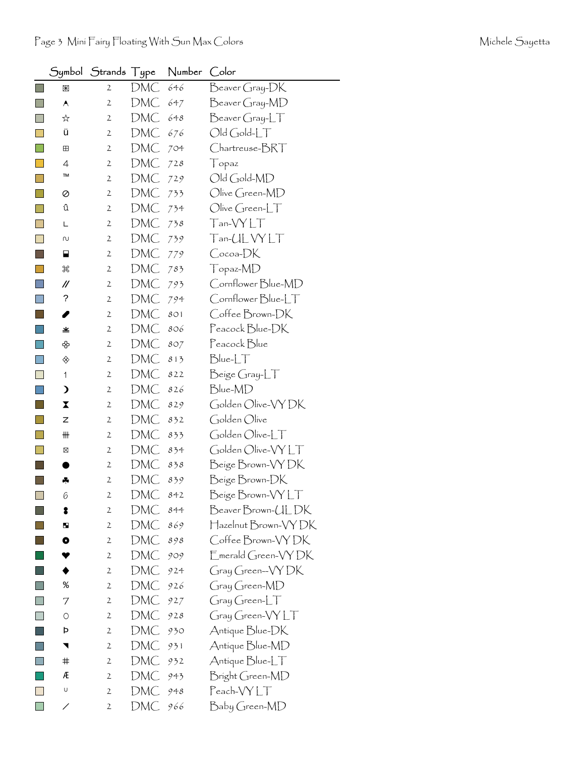| Symbol | Strands | Type | Number | Color |
|---|---|---|---|---|
| ⊠ | 2 | DMC | 646 | Beaver Gray-DK |
| ⋏ | 2 | DMC | 647 | Beaver Gray-MD |
| ☆ | 2 | DMC | 648 | Beaver Gray-LT |
| ü | 2 | DMC | 676 | Old Gold-LT |
| ⊞ | 2 | DMC | 704 | Chartreuse-BRT |
| 4 | 2 | DMC | 728 | Topaz |
| ™ | 2 | DMC | 729 | Old Gold-MD |
| ⊘ | 2 | DMC | 733 | Olive Green-MD |
| û | 2 | DMC | 734 | Olive Green-LT |
| L | 2 | DMC | 738 | Tan-VY LT |
| ≈ | 2 | DMC | 739 | Tan-UL VY LT |
| ⬓ | 2 | DMC | 779 | Cocoa-DK |
| ⌘ | 2 | DMC | 783 | Topaz-MD |
| // | 2 | DMC | 793 | Cornflower Blue-MD |
| ? | 2 | DMC | 794 | Cornflower Blue-LT |
| ⬮ | 2 | DMC | 801 | Coffee Brown-DK |
| ⩡ | 2 | DMC | 806 | Peacock Blue-DK |
| ⯐ | 2 | DMC | 807 | Peacock Blue |
| ◈ | 2 | DMC | 813 | Blue-LT |
| 1 | 2 | DMC | 822 | Beige Gray-LT |
| ❩ | 2 | DMC | 826 | Blue-MD |
| ⧗ | 2 | DMC | 829 | Golden Olive-VY DK |
| z | 2 | DMC | 832 | Golden Olive |
| ⧺ | 2 | DMC | 833 | Golden Olive-LT |
| ⊠ | 2 | DMC | 834 | Golden Olive-VY LT |
| ● | 2 | DMC | 838 | Beige Brown-VY DK |
| ♣ | 2 | DMC | 839 | Beige Brown-DK |
| 6 | 2 | DMC | 842 | Beige Brown-VY LT |
| 8 | 2 | DMC | 844 | Beaver Brown-UL DK |
| ◪ | 2 | DMC | 869 | Hazelnut Brown-VY DK |
| ⦿ | 2 | DMC | 898 | Coffee Brown-VY DK |
| ♥ | 2 | DMC | 909 | Emerald Green-VY DK |
| ◆ | 2 | DMC | 924 | Gray Green--VY DK |
| % | 2 | DMC | 926 | Gray Green-MD |
| 7 | 2 | DMC | 927 | Gray Green-LT |
| ○ | 2 | DMC | 928 | Gray Green-VY LT |
| þ | 2 | DMC | 930 | Antique Blue-DK |
| ◥ | 2 | DMC | 931 | Antique Blue-MD |
| # | 2 | DMC | 932 | Antique Blue-LT |
| Æ | 2 | DMC | 943 | Bright Green-MD |
| ∪ | 2 | DMC | 948 | Peach-VY LT |
| / | 2 | DMC | 966 | Baby Green-MD |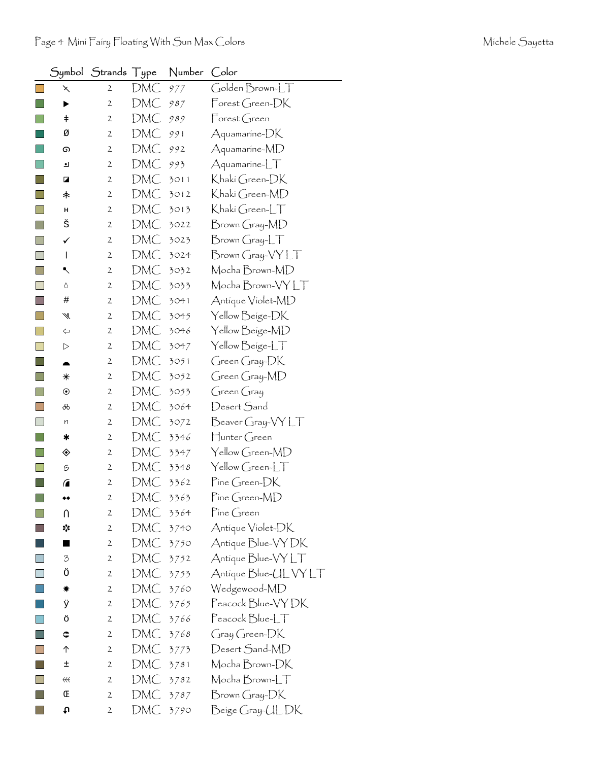| Symbol | Strands | Type | Number | Color |
|---|---|---|---|---|
| ⤫ | 2 | DMC | 977 | Golden Brown-LT |
| ▶ | 2 | DMC | 987 | Forest Green-DK |
| ǂ | 2 | DMC | 989 | Forest Green |
| Ø | 2 | DMC | 991 | Aquamarine-DK |
| ǫ | 2 | DMC | 992 | Aquamarine-MD |
| ⅃ | 2 | DMC | 993 | Aquamarine-LT |
| ◪ | 2 | DMC | 3011 | Khaki Green-DK |
| 未 | 2 | DMC | 3012 | Khaki Green-MD |
| н | 2 | DMC | 3013 | Khaki Green-LT |
| Š | 2 | DMC | 3022 | Brown Gray-MD |
| ✓ | 2 | DMC | 3023 | Brown Gray-LT |
| \| | 2 | DMC | 3024 | Brown Gray-VY LT |
| ⬉ | 2 | DMC | 3032 | Mocha Brown-MD |
| ◊ | 2 | DMC | 3033 | Mocha Brown-VY LT |
| # | 2 | DMC | 3041 | Antique Violet-MD |
| ⋙ | 2 | DMC | 3045 | Yellow Beige-DK |
| ⇦ | 2 | DMC | 3046 | Yellow Beige-MD |
| ▷ | 2 | DMC | 3047 | Yellow Beige-LT |
| ◓ | 2 | DMC | 3051 | Green Gray-DK |
| ✳ | 2 | DMC | 3052 | Green Gray-MD |
| ⊙ | 2 | DMC | 3053 | Green Gray |
| ஃ | 2 | DMC | 3064 | Desert Sand |
| n | 2 | DMC | 3072 | Beaver Gray-VY LT |
| ✱ | 2 | DMC | 3346 | Hunter Green |
| ◈ | 2 | DMC | 3347 | Yellow Green-MD |
| ƨ | 2 | DMC | 3348 | Yellow Green-LT |
| ◢ | 2 | DMC | 3362 | Pine Green-DK |
| ⬩⬩ | 2 | DMC | 3363 | Pine Green-MD |
| ∩ | 2 | DMC | 3364 | Pine Green |
| ✼ | 2 | DMC | 3740 | Antique Violet-DK |
| ■ | 2 | DMC | 3750 | Antique Blue-VY DK |
| ʒ | 2 | DMC | 3752 | Antique Blue-VY LT |
| Ö | 2 | DMC | 3753 | Antique Blue-UL VY LT |
| ✷ | 2 | DMC | 3760 | Wedgewood-MD |
| ÿ | 2 | DMC | 3765 | Peacock Blue-VY DK |
| ö | 2 | DMC | 3766 | Peacock Blue-LT |
| ⊂ | 2 | DMC | 3768 | Gray Green-DK |
| ↑ | 2 | DMC | 3773 | Desert Sand-MD |
| ± | 2 | DMC | 3781 | Mocha Brown-DK |
| ⋘ | 2 | DMC | 3782 | Mocha Brown-LT |
| Œ | 2 | DMC | 3787 | Brown Gray-DK |
| ɹ | 2 | DMC | 3790 | Beige Gray-UL DK |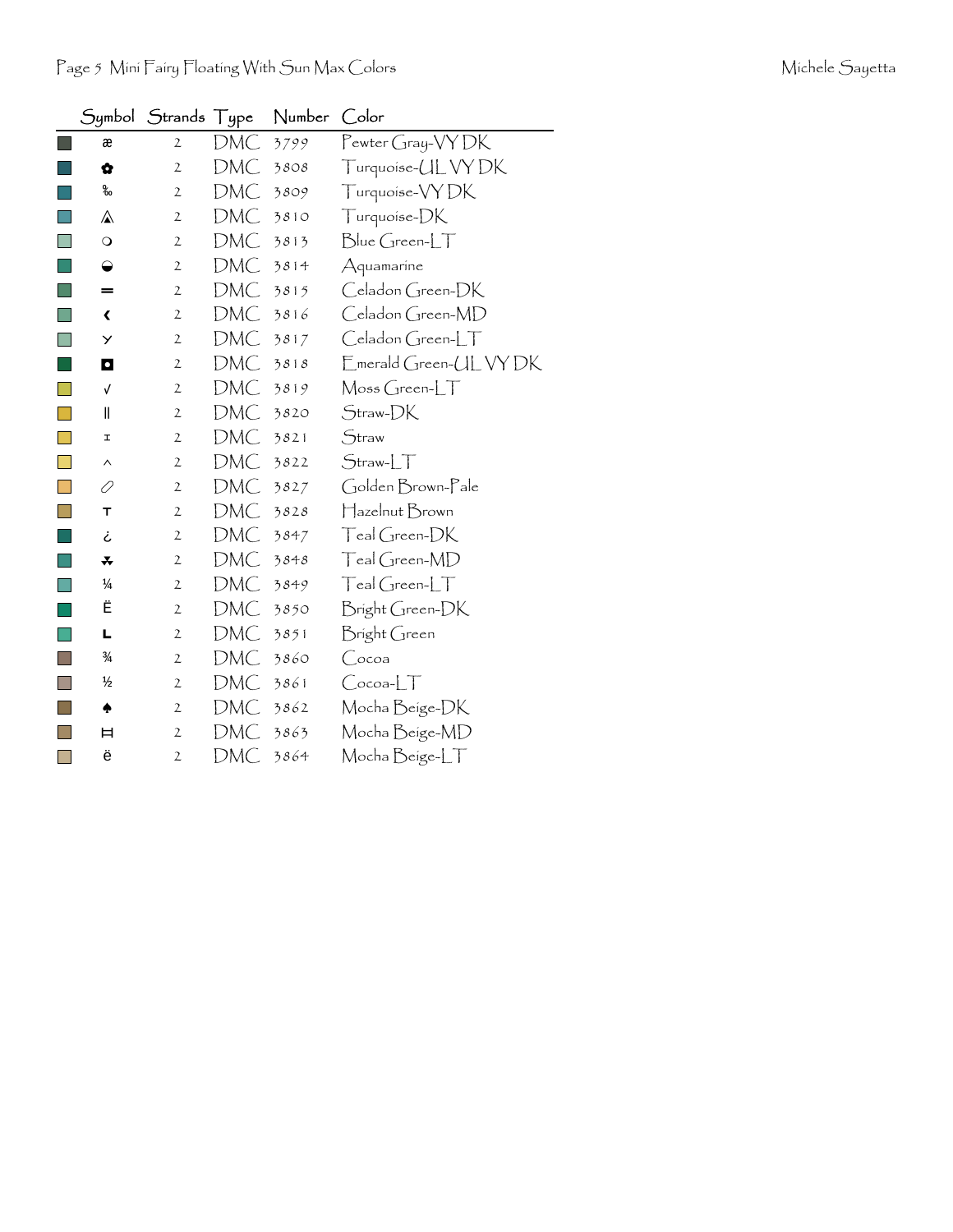Page 5 Mini Fairy Floating With Sun Max Colors

Michele Sayetta

| Symbol | Strands | Type | Number | Color |
|---|---|---|---|---|
| æ | 2 | DMC | 3799 | Pewter Gray-VY DK |
| ✿ | 2 | DMC | 3808 | Turquoise-UL VY DK |
| ‰ | 2 | DMC | 3809 | Turquoise-VY DK |
| ⚠ | 2 | DMC | 3810 | Turquoise-DK |
| ❍ | 2 | DMC | 3813 | Blue Green-LT |
| ◒ | 2 | DMC | 3814 | Aquamarine |
| ═ | 2 | DMC | 3815 | Celadon Green-DK |
| ‹ | 2 | DMC | 3816 | Celadon Green-MD |
| ʏ | 2 | DMC | 3817 | Celadon Green-LT |
| ◘ | 2 | DMC | 3818 | Emerald Green-UL VY DK |
| √ | 2 | DMC | 3819 | Moss Green-LT |
| ‖ | 2 | DMC | 3820 | Straw-DK |
| ɪ | 2 | DMC | 3821 | Straw |
| ^ | 2 | DMC | 3822 | Straw-LT |
| ⬯ | 2 | DMC | 3827 | Golden Brown-Pale |
| ᴛ | 2 | DMC | 3828 | Hazelnut Brown |
| ¿ | 2 | DMC | 3847 | Teal Green-DK |
| ⁂ | 2 | DMC | 3848 | Teal Green-MD |
| ¼ | 2 | DMC | 3849 | Teal Green-LT |
| Ë | 2 | DMC | 3850 | Bright Green-DK |
| ʟ | 2 | DMC | 3851 | Bright Green |
| ¾ | 2 | DMC | 3860 | Cocoa |
| ½ | 2 | DMC | 3861 | Cocoa-LT |
| ♠ | 2 | DMC | 3862 | Mocha Beige-DK |
| ⟗ | 2 | DMC | 3863 | Mocha Beige-MD |
| ë | 2 | DMC | 3864 | Mocha Beige-LT |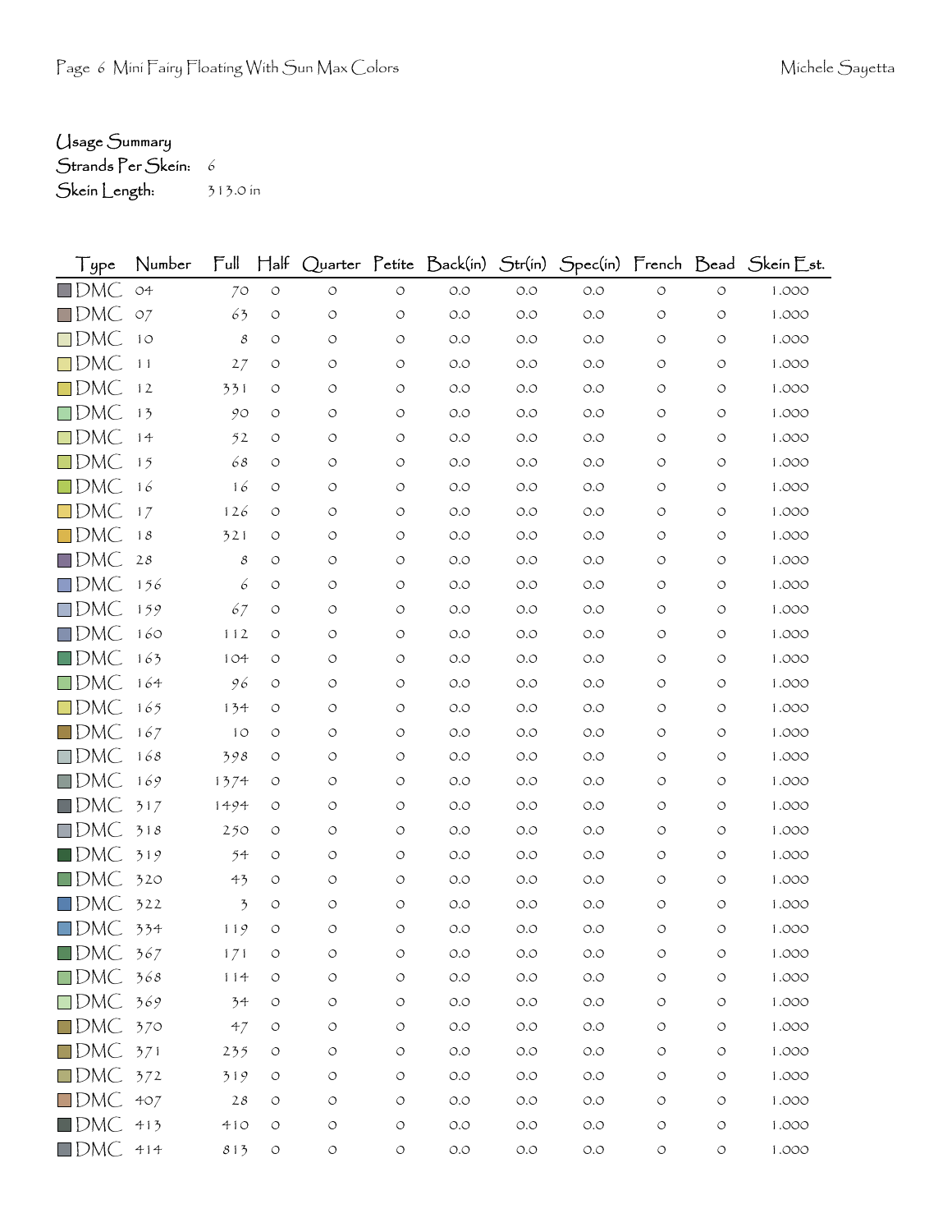Usage Summary
Strands Per Skein: 6
Skein Length: 313.0 in

| Type | Number | Full | Half | Quarter | Petite | Back(in) | Str(in) | Spec(in) | French | Bead | Skein Est. |
|---|---|---|---|---|---|---|---|---|---|---|---|
| DMC | 04 | 70 | 0 | 0 | 0 | 0.0 | 0.0 | 0.0 | 0 | 0 | 1.000 |
| DMC | 07 | 63 | 0 | 0 | 0 | 0.0 | 0.0 | 0.0 | 0 | 0 | 1.000 |
| DMC | 10 | 8 | 0 | 0 | 0 | 0.0 | 0.0 | 0.0 | 0 | 0 | 1.000 |
| DMC | 11 | 27 | 0 | 0 | 0 | 0.0 | 0.0 | 0.0 | 0 | 0 | 1.000 |
| DMC | 12 | 331 | 0 | 0 | 0 | 0.0 | 0.0 | 0.0 | 0 | 0 | 1.000 |
| DMC | 13 | 90 | 0 | 0 | 0 | 0.0 | 0.0 | 0.0 | 0 | 0 | 1.000 |
| DMC | 14 | 52 | 0 | 0 | 0 | 0.0 | 0.0 | 0.0 | 0 | 0 | 1.000 |
| DMC | 15 | 68 | 0 | 0 | 0 | 0.0 | 0.0 | 0.0 | 0 | 0 | 1.000 |
| DMC | 16 | 16 | 0 | 0 | 0 | 0.0 | 0.0 | 0.0 | 0 | 0 | 1.000 |
| DMC | 17 | 126 | 0 | 0 | 0 | 0.0 | 0.0 | 0.0 | 0 | 0 | 1.000 |
| DMC | 18 | 321 | 0 | 0 | 0 | 0.0 | 0.0 | 0.0 | 0 | 0 | 1.000 |
| DMC | 28 | 8 | 0 | 0 | 0 | 0.0 | 0.0 | 0.0 | 0 | 0 | 1.000 |
| DMC | 156 | 6 | 0 | 0 | 0 | 0.0 | 0.0 | 0.0 | 0 | 0 | 1.000 |
| DMC | 159 | 67 | 0 | 0 | 0 | 0.0 | 0.0 | 0.0 | 0 | 0 | 1.000 |
| DMC | 160 | 112 | 0 | 0 | 0 | 0.0 | 0.0 | 0.0 | 0 | 0 | 1.000 |
| DMC | 163 | 104 | 0 | 0 | 0 | 0.0 | 0.0 | 0.0 | 0 | 0 | 1.000 |
| DMC | 164 | 96 | 0 | 0 | 0 | 0.0 | 0.0 | 0.0 | 0 | 0 | 1.000 |
| DMC | 165 | 134 | 0 | 0 | 0 | 0.0 | 0.0 | 0.0 | 0 | 0 | 1.000 |
| DMC | 167 | 10 | 0 | 0 | 0 | 0.0 | 0.0 | 0.0 | 0 | 0 | 1.000 |
| DMC | 168 | 398 | 0 | 0 | 0 | 0.0 | 0.0 | 0.0 | 0 | 0 | 1.000 |
| DMC | 169 | 1374 | 0 | 0 | 0 | 0.0 | 0.0 | 0.0 | 0 | 0 | 1.000 |
| DMC | 317 | 1494 | 0 | 0 | 0 | 0.0 | 0.0 | 0.0 | 0 | 0 | 1.000 |
| DMC | 318 | 250 | 0 | 0 | 0 | 0.0 | 0.0 | 0.0 | 0 | 0 | 1.000 |
| DMC | 319 | 54 | 0 | 0 | 0 | 0.0 | 0.0 | 0.0 | 0 | 0 | 1.000 |
| DMC | 320 | 43 | 0 | 0 | 0 | 0.0 | 0.0 | 0.0 | 0 | 0 | 1.000 |
| DMC | 322 | 3 | 0 | 0 | 0 | 0.0 | 0.0 | 0.0 | 0 | 0 | 1.000 |
| DMC | 334 | 119 | 0 | 0 | 0 | 0.0 | 0.0 | 0.0 | 0 | 0 | 1.000 |
| DMC | 367 | 171 | 0 | 0 | 0 | 0.0 | 0.0 | 0.0 | 0 | 0 | 1.000 |
| DMC | 368 | 114 | 0 | 0 | 0 | 0.0 | 0.0 | 0.0 | 0 | 0 | 1.000 |
| DMC | 369 | 34 | 0 | 0 | 0 | 0.0 | 0.0 | 0.0 | 0 | 0 | 1.000 |
| DMC | 370 | 47 | 0 | 0 | 0 | 0.0 | 0.0 | 0.0 | 0 | 0 | 1.000 |
| DMC | 371 | 235 | 0 | 0 | 0 | 0.0 | 0.0 | 0.0 | 0 | 0 | 1.000 |
| DMC | 372 | 319 | 0 | 0 | 0 | 0.0 | 0.0 | 0.0 | 0 | 0 | 1.000 |
| DMC | 407 | 28 | 0 | 0 | 0 | 0.0 | 0.0 | 0.0 | 0 | 0 | 1.000 |
| DMC | 413 | 410 | 0 | 0 | 0 | 0.0 | 0.0 | 0.0 | 0 | 0 | 1.000 |
| DMC | 414 | 813 | 0 | 0 | 0 | 0.0 | 0.0 | 0.0 | 0 | 0 | 1.000 |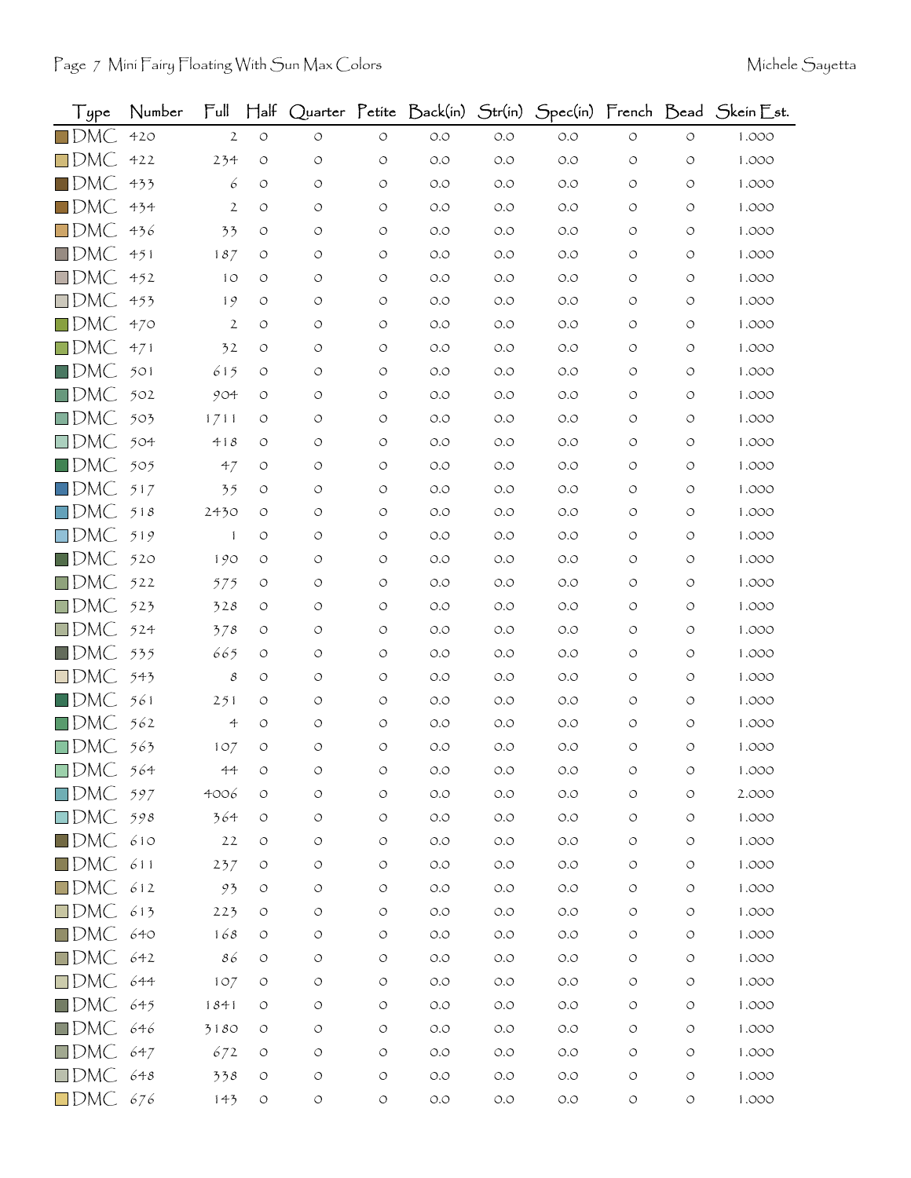| Type | Number | Full | Half | Quarter | Petite | Back(in) | Str(in) | Spec(in) | French | Bead | Skein Est. |
|---|---|---|---|---|---|---|---|---|---|---|---|
| DMC | 420 | 2 | 0 | 0 | 0 | 0.0 | 0.0 | 0.0 | 0 | 0 | 1.000 |
| DMC | 422 | 234 | 0 | 0 | 0 | 0.0 | 0.0 | 0.0 | 0 | 0 | 1.000 |
| DMC | 433 | 6 | 0 | 0 | 0 | 0.0 | 0.0 | 0.0 | 0 | 0 | 1.000 |
| DMC | 434 | 2 | 0 | 0 | 0 | 0.0 | 0.0 | 0.0 | 0 | 0 | 1.000 |
| DMC | 436 | 33 | 0 | 0 | 0 | 0.0 | 0.0 | 0.0 | 0 | 0 | 1.000 |
| DMC | 451 | 187 | 0 | 0 | 0 | 0.0 | 0.0 | 0.0 | 0 | 0 | 1.000 |
| DMC | 452 | 10 | 0 | 0 | 0 | 0.0 | 0.0 | 0.0 | 0 | 0 | 1.000 |
| DMC | 453 | 19 | 0 | 0 | 0 | 0.0 | 0.0 | 0.0 | 0 | 0 | 1.000 |
| DMC | 470 | 2 | 0 | 0 | 0 | 0.0 | 0.0 | 0.0 | 0 | 0 | 1.000 |
| DMC | 471 | 32 | 0 | 0 | 0 | 0.0 | 0.0 | 0.0 | 0 | 0 | 1.000 |
| DMC | 501 | 615 | 0 | 0 | 0 | 0.0 | 0.0 | 0.0 | 0 | 0 | 1.000 |
| DMC | 502 | 904 | 0 | 0 | 0 | 0.0 | 0.0 | 0.0 | 0 | 0 | 1.000 |
| DMC | 503 | 1711 | 0 | 0 | 0 | 0.0 | 0.0 | 0.0 | 0 | 0 | 1.000 |
| DMC | 504 | 418 | 0 | 0 | 0 | 0.0 | 0.0 | 0.0 | 0 | 0 | 1.000 |
| DMC | 505 | 47 | 0 | 0 | 0 | 0.0 | 0.0 | 0.0 | 0 | 0 | 1.000 |
| DMC | 517 | 35 | 0 | 0 | 0 | 0.0 | 0.0 | 0.0 | 0 | 0 | 1.000 |
| DMC | 518 | 2430 | 0 | 0 | 0 | 0.0 | 0.0 | 0.0 | 0 | 0 | 1.000 |
| DMC | 519 | 1 | 0 | 0 | 0 | 0.0 | 0.0 | 0.0 | 0 | 0 | 1.000 |
| DMC | 520 | 190 | 0 | 0 | 0 | 0.0 | 0.0 | 0.0 | 0 | 0 | 1.000 |
| DMC | 522 | 575 | 0 | 0 | 0 | 0.0 | 0.0 | 0.0 | 0 | 0 | 1.000 |
| DMC | 523 | 328 | 0 | 0 | 0 | 0.0 | 0.0 | 0.0 | 0 | 0 | 1.000 |
| DMC | 524 | 378 | 0 | 0 | 0 | 0.0 | 0.0 | 0.0 | 0 | 0 | 1.000 |
| DMC | 535 | 665 | 0 | 0 | 0 | 0.0 | 0.0 | 0.0 | 0 | 0 | 1.000 |
| DMC | 543 | 8 | 0 | 0 | 0 | 0.0 | 0.0 | 0.0 | 0 | 0 | 1.000 |
| DMC | 561 | 251 | 0 | 0 | 0 | 0.0 | 0.0 | 0.0 | 0 | 0 | 1.000 |
| DMC | 562 | 4 | 0 | 0 | 0 | 0.0 | 0.0 | 0.0 | 0 | 0 | 1.000 |
| DMC | 563 | 107 | 0 | 0 | 0 | 0.0 | 0.0 | 0.0 | 0 | 0 | 1.000 |
| DMC | 564 | 44 | 0 | 0 | 0 | 0.0 | 0.0 | 0.0 | 0 | 0 | 1.000 |
| DMC | 597 | 4006 | 0 | 0 | 0 | 0.0 | 0.0 | 0.0 | 0 | 0 | 2.000 |
| DMC | 598 | 364 | 0 | 0 | 0 | 0.0 | 0.0 | 0.0 | 0 | 0 | 1.000 |
| DMC | 610 | 22 | 0 | 0 | 0 | 0.0 | 0.0 | 0.0 | 0 | 0 | 1.000 |
| DMC | 611 | 237 | 0 | 0 | 0 | 0.0 | 0.0 | 0.0 | 0 | 0 | 1.000 |
| DMC | 612 | 93 | 0 | 0 | 0 | 0.0 | 0.0 | 0.0 | 0 | 0 | 1.000 |
| DMC | 613 | 223 | 0 | 0 | 0 | 0.0 | 0.0 | 0.0 | 0 | 0 | 1.000 |
| DMC | 640 | 168 | 0 | 0 | 0 | 0.0 | 0.0 | 0.0 | 0 | 0 | 1.000 |
| DMC | 642 | 86 | 0 | 0 | 0 | 0.0 | 0.0 | 0.0 | 0 | 0 | 1.000 |
| DMC | 644 | 107 | 0 | 0 | 0 | 0.0 | 0.0 | 0.0 | 0 | 0 | 1.000 |
| DMC | 645 | 1841 | 0 | 0 | 0 | 0.0 | 0.0 | 0.0 | 0 | 0 | 1.000 |
| DMC | 646 | 3180 | 0 | 0 | 0 | 0.0 | 0.0 | 0.0 | 0 | 0 | 1.000 |
| DMC | 647 | 672 | 0 | 0 | 0 | 0.0 | 0.0 | 0.0 | 0 | 0 | 1.000 |
| DMC | 648 | 338 | 0 | 0 | 0 | 0.0 | 0.0 | 0.0 | 0 | 0 | 1.000 |
| DMC | 676 | 143 | 0 | 0 | 0 | 0.0 | 0.0 | 0.0 | 0 | 0 | 1.000 |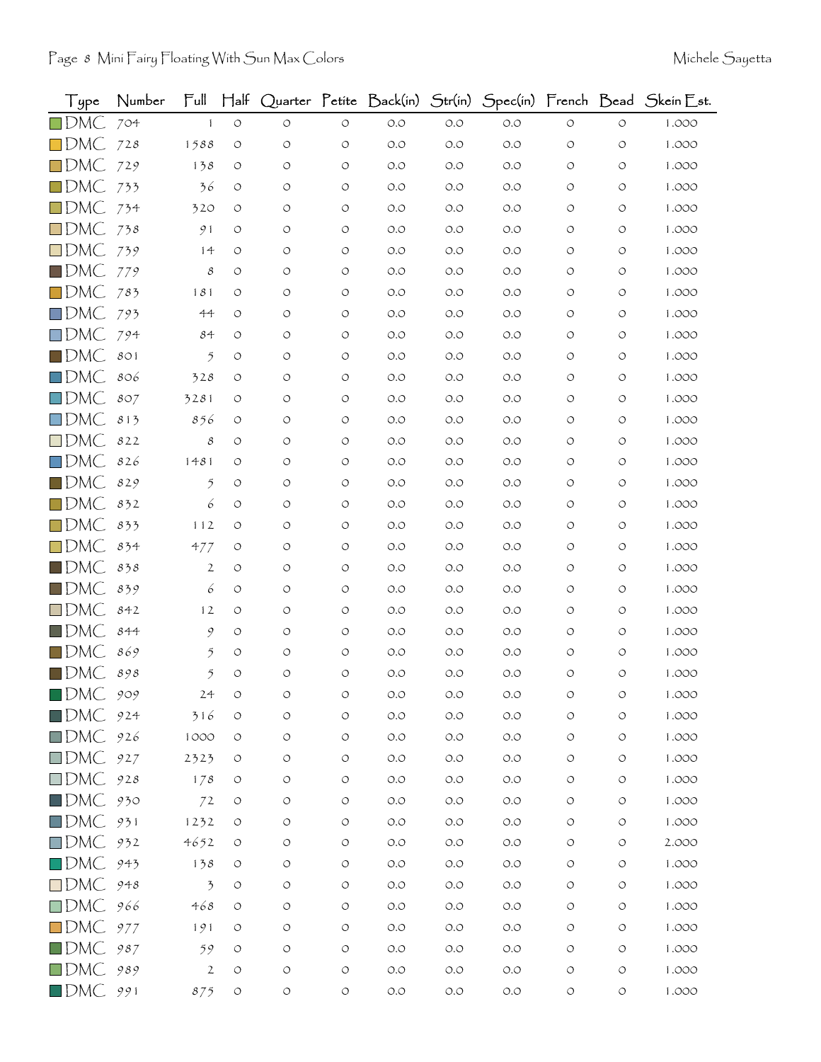| Type | Number | Full | Half | Quarter | Petite | Back(in) | Str(in) | Spec(in) | French | Bead | Skein Est. |
|---|---|---|---|---|---|---|---|---|---|---|---|
| DMC | 704 | 1 | 0 | 0 | 0 | 0.0 | 0.0 | 0.0 | 0 | 0 | 1.000 |
| DMC | 728 | 1588 | 0 | 0 | 0 | 0.0 | 0.0 | 0.0 | 0 | 0 | 1.000 |
| DMC | 729 | 138 | 0 | 0 | 0 | 0.0 | 0.0 | 0.0 | 0 | 0 | 1.000 |
| DMC | 733 | 36 | 0 | 0 | 0 | 0.0 | 0.0 | 0.0 | 0 | 0 | 1.000 |
| DMC | 734 | 320 | 0 | 0 | 0 | 0.0 | 0.0 | 0.0 | 0 | 0 | 1.000 |
| DMC | 738 | 91 | 0 | 0 | 0 | 0.0 | 0.0 | 0.0 | 0 | 0 | 1.000 |
| DMC | 739 | 14 | 0 | 0 | 0 | 0.0 | 0.0 | 0.0 | 0 | 0 | 1.000 |
| DMC | 779 | 8 | 0 | 0 | 0 | 0.0 | 0.0 | 0.0 | 0 | 0 | 1.000 |
| DMC | 783 | 181 | 0 | 0 | 0 | 0.0 | 0.0 | 0.0 | 0 | 0 | 1.000 |
| DMC | 793 | 44 | 0 | 0 | 0 | 0.0 | 0.0 | 0.0 | 0 | 0 | 1.000 |
| DMC | 794 | 84 | 0 | 0 | 0 | 0.0 | 0.0 | 0.0 | 0 | 0 | 1.000 |
| DMC | 801 | 5 | 0 | 0 | 0 | 0.0 | 0.0 | 0.0 | 0 | 0 | 1.000 |
| DMC | 806 | 328 | 0 | 0 | 0 | 0.0 | 0.0 | 0.0 | 0 | 0 | 1.000 |
| DMC | 807 | 3281 | 0 | 0 | 0 | 0.0 | 0.0 | 0.0 | 0 | 0 | 1.000 |
| DMC | 813 | 856 | 0 | 0 | 0 | 0.0 | 0.0 | 0.0 | 0 | 0 | 1.000 |
| DMC | 822 | 8 | 0 | 0 | 0 | 0.0 | 0.0 | 0.0 | 0 | 0 | 1.000 |
| DMC | 826 | 1481 | 0 | 0 | 0 | 0.0 | 0.0 | 0.0 | 0 | 0 | 1.000 |
| DMC | 829 | 5 | 0 | 0 | 0 | 0.0 | 0.0 | 0.0 | 0 | 0 | 1.000 |
| DMC | 832 | 6 | 0 | 0 | 0 | 0.0 | 0.0 | 0.0 | 0 | 0 | 1.000 |
| DMC | 833 | 112 | 0 | 0 | 0 | 0.0 | 0.0 | 0.0 | 0 | 0 | 1.000 |
| DMC | 834 | 477 | 0 | 0 | 0 | 0.0 | 0.0 | 0.0 | 0 | 0 | 1.000 |
| DMC | 838 | 2 | 0 | 0 | 0 | 0.0 | 0.0 | 0.0 | 0 | 0 | 1.000 |
| DMC | 839 | 6 | 0 | 0 | 0 | 0.0 | 0.0 | 0.0 | 0 | 0 | 1.000 |
| DMC | 842 | 12 | 0 | 0 | 0 | 0.0 | 0.0 | 0.0 | 0 | 0 | 1.000 |
| DMC | 844 | 9 | 0 | 0 | 0 | 0.0 | 0.0 | 0.0 | 0 | 0 | 1.000 |
| DMC | 869 | 5 | 0 | 0 | 0 | 0.0 | 0.0 | 0.0 | 0 | 0 | 1.000 |
| DMC | 898 | 5 | 0 | 0 | 0 | 0.0 | 0.0 | 0.0 | 0 | 0 | 1.000 |
| DMC | 909 | 24 | 0 | 0 | 0 | 0.0 | 0.0 | 0.0 | 0 | 0 | 1.000 |
| DMC | 924 | 316 | 0 | 0 | 0 | 0.0 | 0.0 | 0.0 | 0 | 0 | 1.000 |
| DMC | 926 | 1000 | 0 | 0 | 0 | 0.0 | 0.0 | 0.0 | 0 | 0 | 1.000 |
| DMC | 927 | 2323 | 0 | 0 | 0 | 0.0 | 0.0 | 0.0 | 0 | 0 | 1.000 |
| DMC | 928 | 178 | 0 | 0 | 0 | 0.0 | 0.0 | 0.0 | 0 | 0 | 1.000 |
| DMC | 930 | 72 | 0 | 0 | 0 | 0.0 | 0.0 | 0.0 | 0 | 0 | 1.000 |
| DMC | 931 | 1232 | 0 | 0 | 0 | 0.0 | 0.0 | 0.0 | 0 | 0 | 1.000 |
| DMC | 932 | 4652 | 0 | 0 | 0 | 0.0 | 0.0 | 0.0 | 0 | 0 | 2.000 |
| DMC | 943 | 138 | 0 | 0 | 0 | 0.0 | 0.0 | 0.0 | 0 | 0 | 1.000 |
| DMC | 948 | 3 | 0 | 0 | 0 | 0.0 | 0.0 | 0.0 | 0 | 0 | 1.000 |
| DMC | 966 | 468 | 0 | 0 | 0 | 0.0 | 0.0 | 0.0 | 0 | 0 | 1.000 |
| DMC | 977 | 191 | 0 | 0 | 0 | 0.0 | 0.0 | 0.0 | 0 | 0 | 1.000 |
| DMC | 987 | 59 | 0 | 0 | 0 | 0.0 | 0.0 | 0.0 | 0 | 0 | 1.000 |
| DMC | 989 | 2 | 0 | 0 | 0 | 0.0 | 0.0 | 0.0 | 0 | 0 | 1.000 |
| DMC | 991 | 875 | 0 | 0 | 0 | 0.0 | 0.0 | 0.0 | 0 | 0 | 1.000 |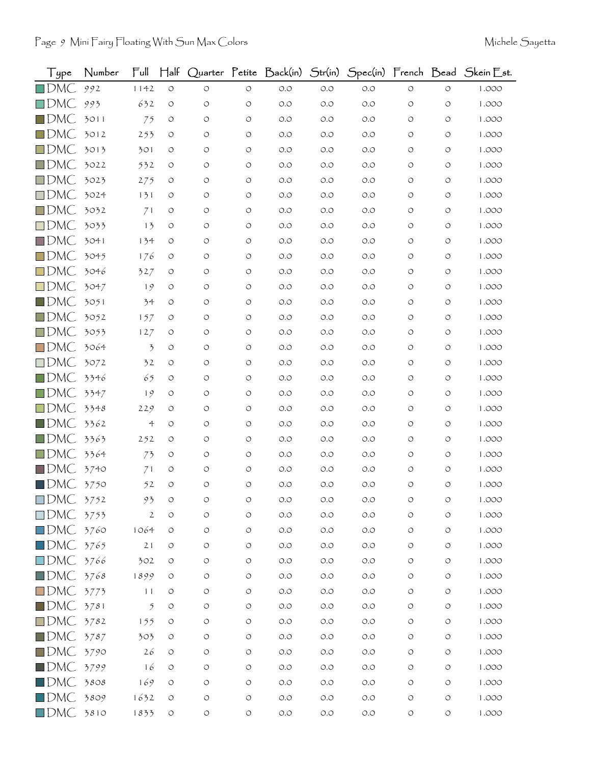| Type | Number | Full | Half | Quarter | Petite | Back(in) | Str(in) | Spec(in) | French | Bead | Skein Est. |
|---|---|---|---|---|---|---|---|---|---|---|---|
| DMC | 992 | 1142 | 0 | 0 | 0 | 0.0 | 0.0 | 0.0 | 0 | 0 | 1.000 |
| DMC | 993 | 632 | 0 | 0 | 0 | 0.0 | 0.0 | 0.0 | 0 | 0 | 1.000 |
| DMC | 3011 | 75 | 0 | 0 | 0 | 0.0 | 0.0 | 0.0 | 0 | 0 | 1.000 |
| DMC | 3012 | 253 | 0 | 0 | 0 | 0.0 | 0.0 | 0.0 | 0 | 0 | 1.000 |
| DMC | 3013 | 301 | 0 | 0 | 0 | 0.0 | 0.0 | 0.0 | 0 | 0 | 1.000 |
| DMC | 3022 | 532 | 0 | 0 | 0 | 0.0 | 0.0 | 0.0 | 0 | 0 | 1.000 |
| DMC | 3023 | 275 | 0 | 0 | 0 | 0.0 | 0.0 | 0.0 | 0 | 0 | 1.000 |
| DMC | 3024 | 131 | 0 | 0 | 0 | 0.0 | 0.0 | 0.0 | 0 | 0 | 1.000 |
| DMC | 3032 | 71 | 0 | 0 | 0 | 0.0 | 0.0 | 0.0 | 0 | 0 | 1.000 |
| DMC | 3033 | 13 | 0 | 0 | 0 | 0.0 | 0.0 | 0.0 | 0 | 0 | 1.000 |
| DMC | 3041 | 134 | 0 | 0 | 0 | 0.0 | 0.0 | 0.0 | 0 | 0 | 1.000 |
| DMC | 3045 | 176 | 0 | 0 | 0 | 0.0 | 0.0 | 0.0 | 0 | 0 | 1.000 |
| DMC | 3046 | 327 | 0 | 0 | 0 | 0.0 | 0.0 | 0.0 | 0 | 0 | 1.000 |
| DMC | 3047 | 19 | 0 | 0 | 0 | 0.0 | 0.0 | 0.0 | 0 | 0 | 1.000 |
| DMC | 3051 | 34 | 0 | 0 | 0 | 0.0 | 0.0 | 0.0 | 0 | 0 | 1.000 |
| DMC | 3052 | 157 | 0 | 0 | 0 | 0.0 | 0.0 | 0.0 | 0 | 0 | 1.000 |
| DMC | 3053 | 127 | 0 | 0 | 0 | 0.0 | 0.0 | 0.0 | 0 | 0 | 1.000 |
| DMC | 3064 | 3 | 0 | 0 | 0 | 0.0 | 0.0 | 0.0 | 0 | 0 | 1.000 |
| DMC | 3072 | 32 | 0 | 0 | 0 | 0.0 | 0.0 | 0.0 | 0 | 0 | 1.000 |
| DMC | 3346 | 65 | 0 | 0 | 0 | 0.0 | 0.0 | 0.0 | 0 | 0 | 1.000 |
| DMC | 3347 | 19 | 0 | 0 | 0 | 0.0 | 0.0 | 0.0 | 0 | 0 | 1.000 |
| DMC | 3348 | 229 | 0 | 0 | 0 | 0.0 | 0.0 | 0.0 | 0 | 0 | 1.000 |
| DMC | 3362 | 4 | 0 | 0 | 0 | 0.0 | 0.0 | 0.0 | 0 | 0 | 1.000 |
| DMC | 3363 | 252 | 0 | 0 | 0 | 0.0 | 0.0 | 0.0 | 0 | 0 | 1.000 |
| DMC | 3364 | 73 | 0 | 0 | 0 | 0.0 | 0.0 | 0.0 | 0 | 0 | 1.000 |
| DMC | 3740 | 71 | 0 | 0 | 0 | 0.0 | 0.0 | 0.0 | 0 | 0 | 1.000 |
| DMC | 3750 | 52 | 0 | 0 | 0 | 0.0 | 0.0 | 0.0 | 0 | 0 | 1.000 |
| DMC | 3752 | 93 | 0 | 0 | 0 | 0.0 | 0.0 | 0.0 | 0 | 0 | 1.000 |
| DMC | 3753 | 2 | 0 | 0 | 0 | 0.0 | 0.0 | 0.0 | 0 | 0 | 1.000 |
| DMC | 3760 | 1064 | 0 | 0 | 0 | 0.0 | 0.0 | 0.0 | 0 | 0 | 1.000 |
| DMC | 3765 | 21 | 0 | 0 | 0 | 0.0 | 0.0 | 0.0 | 0 | 0 | 1.000 |
| DMC | 3766 | 302 | 0 | 0 | 0 | 0.0 | 0.0 | 0.0 | 0 | 0 | 1.000 |
| DMC | 3768 | 1899 | 0 | 0 | 0 | 0.0 | 0.0 | 0.0 | 0 | 0 | 1.000 |
| DMC | 3773 | 11 | 0 | 0 | 0 | 0.0 | 0.0 | 0.0 | 0 | 0 | 1.000 |
| DMC | 3781 | 5 | 0 | 0 | 0 | 0.0 | 0.0 | 0.0 | 0 | 0 | 1.000 |
| DMC | 3782 | 155 | 0 | 0 | 0 | 0.0 | 0.0 | 0.0 | 0 | 0 | 1.000 |
| DMC | 3787 | 303 | 0 | 0 | 0 | 0.0 | 0.0 | 0.0 | 0 | 0 | 1.000 |
| DMC | 3790 | 26 | 0 | 0 | 0 | 0.0 | 0.0 | 0.0 | 0 | 0 | 1.000 |
| DMC | 3799 | 16 | 0 | 0 | 0 | 0.0 | 0.0 | 0.0 | 0 | 0 | 1.000 |
| DMC | 3808 | 169 | 0 | 0 | 0 | 0.0 | 0.0 | 0.0 | 0 | 0 | 1.000 |
| DMC | 3809 | 1632 | 0 | 0 | 0 | 0.0 | 0.0 | 0.0 | 0 | 0 | 1.000 |
| DMC | 3810 | 1833 | 0 | 0 | 0 | 0.0 | 0.0 | 0.0 | 0 | 0 | 1.000 |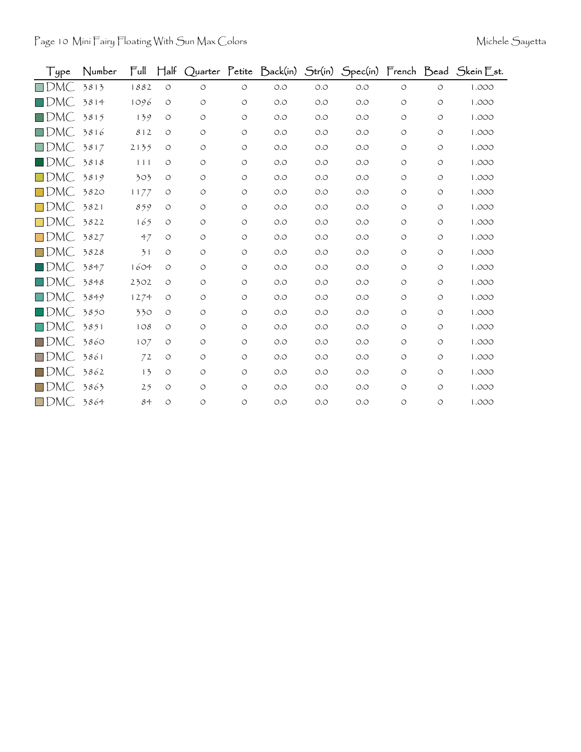| Type | Number | Full | Half | Quarter | Petite | Back(in) | Str(in) | Spec(in) | French | Bead | Skein Est. |
|---|---|---|---|---|---|---|---|---|---|---|---|
| DMC | 3813 | 1882 | 0 | 0 | 0 | 0.0 | 0.0 | 0.0 | 0 | 0 | 1.000 |
| DMC | 3814 | 1096 | 0 | 0 | 0 | 0.0 | 0.0 | 0.0 | 0 | 0 | 1.000 |
| DMC | 3815 | 139 | 0 | 0 | 0 | 0.0 | 0.0 | 0.0 | 0 | 0 | 1.000 |
| DMC | 3816 | 812 | 0 | 0 | 0 | 0.0 | 0.0 | 0.0 | 0 | 0 | 1.000 |
| DMC | 3817 | 2135 | 0 | 0 | 0 | 0.0 | 0.0 | 0.0 | 0 | 0 | 1.000 |
| DMC | 3818 | 111 | 0 | 0 | 0 | 0.0 | 0.0 | 0.0 | 0 | 0 | 1.000 |
| DMC | 3819 | 303 | 0 | 0 | 0 | 0.0 | 0.0 | 0.0 | 0 | 0 | 1.000 |
| DMC | 3820 | 1177 | 0 | 0 | 0 | 0.0 | 0.0 | 0.0 | 0 | 0 | 1.000 |
| DMC | 3821 | 859 | 0 | 0 | 0 | 0.0 | 0.0 | 0.0 | 0 | 0 | 1.000 |
| DMC | 3822 | 165 | 0 | 0 | 0 | 0.0 | 0.0 | 0.0 | 0 | 0 | 1.000 |
| DMC | 3827 | 47 | 0 | 0 | 0 | 0.0 | 0.0 | 0.0 | 0 | 0 | 1.000 |
| DMC | 3828 | 31 | 0 | 0 | 0 | 0.0 | 0.0 | 0.0 | 0 | 0 | 1.000 |
| DMC | 3847 | 1604 | 0 | 0 | 0 | 0.0 | 0.0 | 0.0 | 0 | 0 | 1.000 |
| DMC | 3848 | 2302 | 0 | 0 | 0 | 0.0 | 0.0 | 0.0 | 0 | 0 | 1.000 |
| DMC | 3849 | 1274 | 0 | 0 | 0 | 0.0 | 0.0 | 0.0 | 0 | 0 | 1.000 |
| DMC | 3850 | 330 | 0 | 0 | 0 | 0.0 | 0.0 | 0.0 | 0 | 0 | 1.000 |
| DMC | 3851 | 108 | 0 | 0 | 0 | 0.0 | 0.0 | 0.0 | 0 | 0 | 1.000 |
| DMC | 3860 | 107 | 0 | 0 | 0 | 0.0 | 0.0 | 0.0 | 0 | 0 | 1.000 |
| DMC | 3861 | 72 | 0 | 0 | 0 | 0.0 | 0.0 | 0.0 | 0 | 0 | 1.000 |
| DMC | 3862 | 13 | 0 | 0 | 0 | 0.0 | 0.0 | 0.0 | 0 | 0 | 1.000 |
| DMC | 3863 | 25 | 0 | 0 | 0 | 0.0 | 0.0 | 0.0 | 0 | 0 | 1.000 |
| DMC | 3864 | 84 | 0 | 0 | 0 | 0.0 | 0.0 | 0.0 | 0 | 0 | 1.000 |